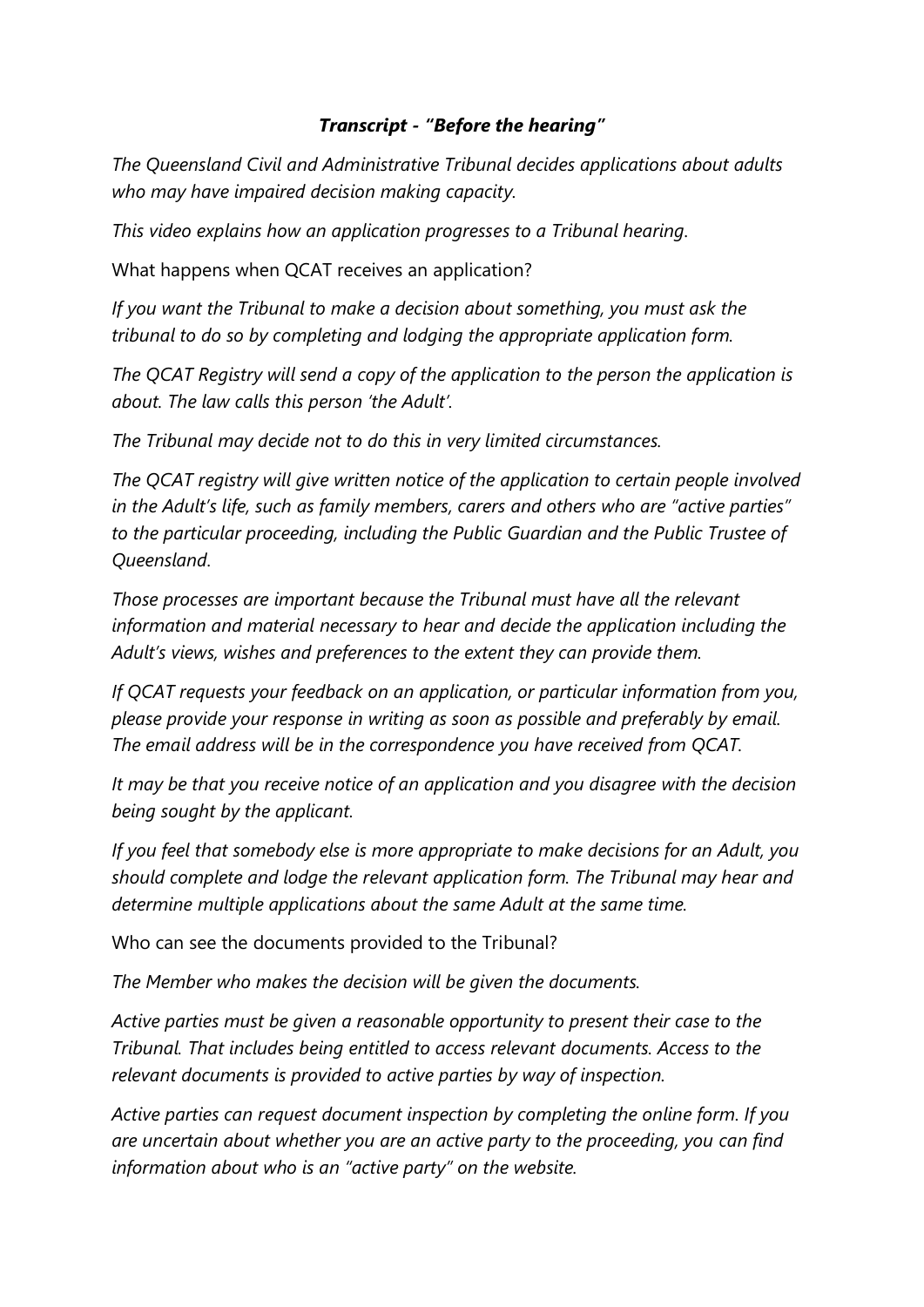## ***Transcript - "Before the hearing"***

*The Queensland Civil and Administrative Tribunal decides applications about adults who may have impaired decision making capacity.*

*This video explains how an application progresses to a Tribunal hearing.*

What happens when QCAT receives an application?

*If you want the Tribunal to make a decision about something, you must ask the tribunal to do so by completing and lodging the appropriate application form.*

*The QCAT Registry will send a copy of the application to the person the application is about. The law calls this person 'the Adult'.*

*The Tribunal may decide not to do this in very limited circumstances.*

*The QCAT registry will give written notice of the application to certain people involved in the Adult's life, such as family members, carers and others who are "active parties" to the particular proceeding, including the Public Guardian and the Public Trustee of Queensland.*

*Those processes are important because the Tribunal must have all the relevant information and material necessary to hear and decide the application including the Adult's views, wishes and preferences to the extent they can provide them.*

*If QCAT requests your feedback on an application, or particular information from you, please provide your response in writing as soon as possible and preferably by email. The email address will be in the correspondence you have received from QCAT.*

*It may be that you receive notice of an application and you disagree with the decision being sought by the applicant.*

*If you feel that somebody else is more appropriate to make decisions for an Adult, you should complete and lodge the relevant application form. The Tribunal may hear and determine multiple applications about the same Adult at the same time.*

Who can see the documents provided to the Tribunal?

*The Member who makes the decision will be given the documents.*

*Active parties must be given a reasonable opportunity to present their case to the Tribunal. That includes being entitled to access relevant documents. Access to the relevant documents is provided to active parties by way of inspection.*

*Active parties can request document inspection by completing the online form. If you are uncertain about whether you are an active party to the proceeding, you can find information about who is an "active party" on the website.*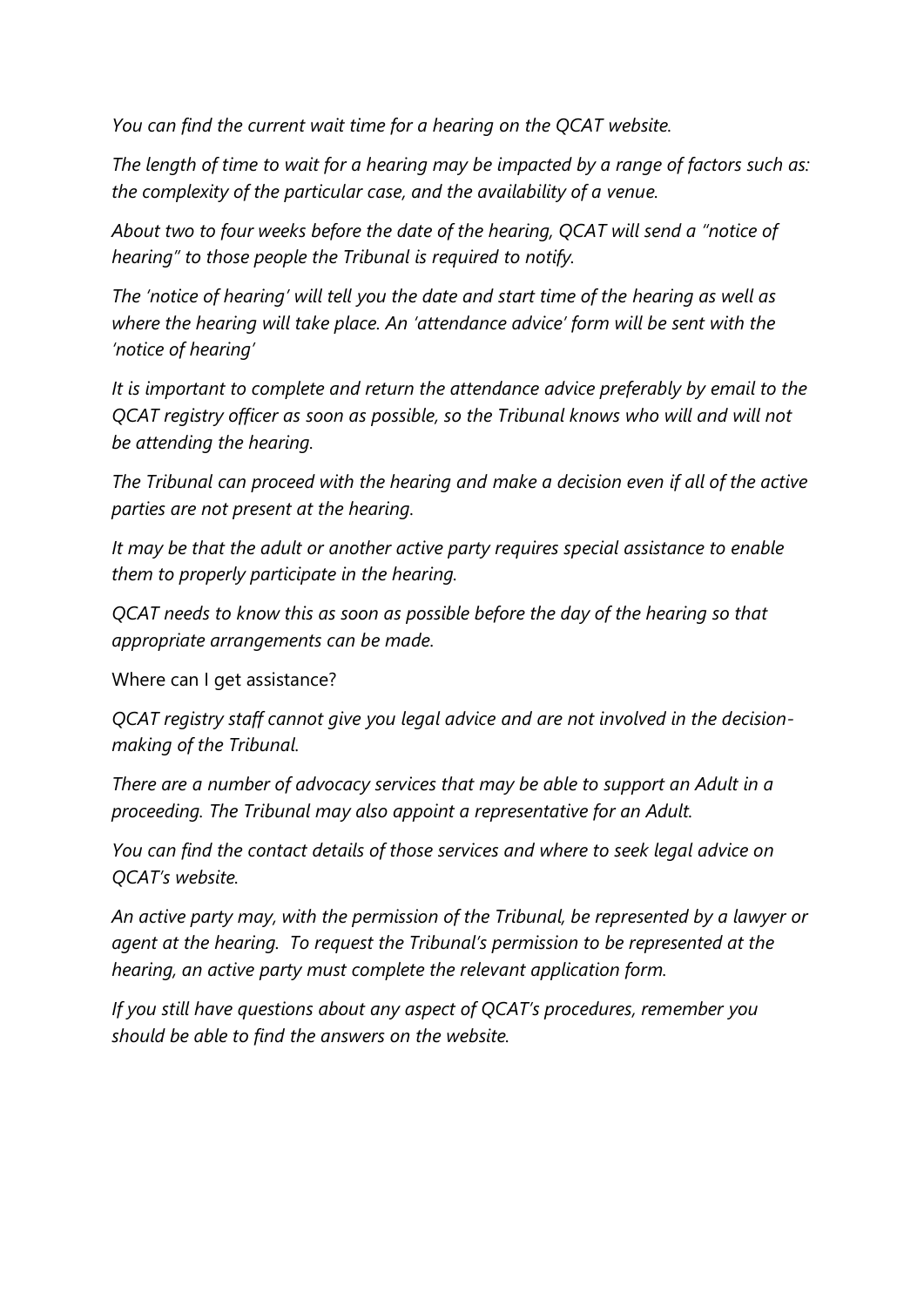*You can find the current wait time for a hearing on the QCAT website.*

*The length of time to wait for a hearing may be impacted by a range of factors such as: the complexity of the particular case, and the availability of a venue.*

*About two to four weeks before the date of the hearing, QCAT will send a "notice of hearing" to those people the Tribunal is required to notify.*

*The 'notice of hearing' will tell you the date and start time of the hearing as well as where the hearing will take place. An 'attendance advice' form will be sent with the 'notice of hearing'*

*It is important to complete and return the attendance advice preferably by email to the QCAT registry officer as soon as possible, so the Tribunal knows who will and will not be attending the hearing.*

*The Tribunal can proceed with the hearing and make a decision even if all of the active parties are not present at the hearing.*

*It may be that the adult or another active party requires special assistance to enable them to properly participate in the hearing.*

*QCAT needs to know this as soon as possible before the day of the hearing so that appropriate arrangements can be made.*

Where can I get assistance?

*QCAT registry staff cannot give you legal advice and are not involved in the decision-making of the Tribunal.*

*There are a number of advocacy services that may be able to support an Adult in a proceeding. The Tribunal may also appoint a representative for an Adult.*

*You can find the contact details of those services and where to seek legal advice on QCAT's website.*

*An active party may, with the permission of the Tribunal, be represented by a lawyer or agent at the hearing. To request the Tribunal's permission to be represented at the hearing, an active party must complete the relevant application form.*

*If you still have questions about any aspect of QCAT's procedures, remember you should be able to find the answers on the website.*